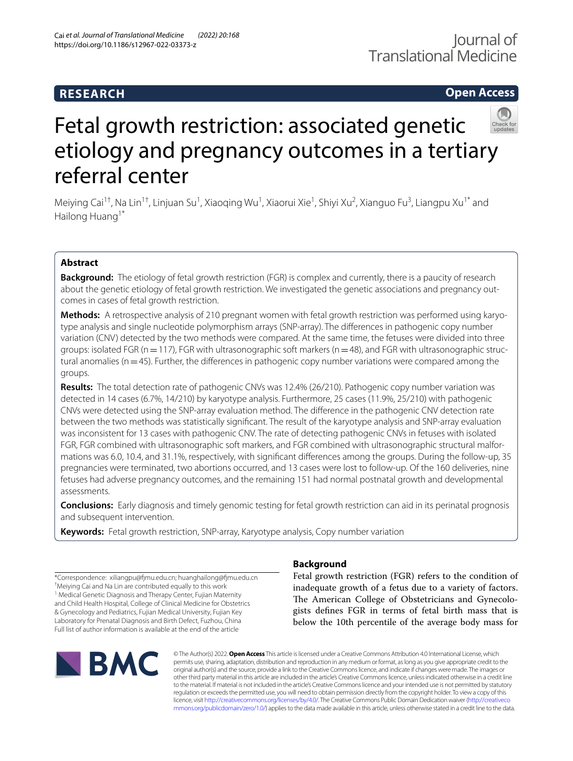RESEARCH

Open Access

# Fetal growth restriction: associated genetic etiology and pregnancy outcomes in a tertiary referral center

Meiying Cai[1†], Na Lin[1†], Linjuan Su[1], Xiaoqing Wu[1], Xiaorui Xie[1], Shiyi Xu[2], Xianguo Fu[3], Liangpu Xu[1*] and Hailong Huang[1*]

## Abstract

**Background:** The etiology of fetal growth restriction (FGR) is complex and currently, there is a paucity of research about the genetic etiology of fetal growth restriction. We investigated the genetic associations and pregnancy outcomes in cases of fetal growth restriction.

**Methods:** A retrospective analysis of 210 pregnant women with fetal growth restriction was performed using karyotype analysis and single nucleotide polymorphism arrays (SNP-array). The differences in pathogenic copy number variation (CNV) detected by the two methods were compared. At the same time, the fetuses were divided into three groups: isolated FGR (n = 117), FGR with ultrasonographic soft markers (n = 48), and FGR with ultrasonographic structural anomalies (n = 45). Further, the differences in pathogenic copy number variations were compared among the groups.

**Results:** The total detection rate of pathogenic CNVs was 12.4% (26/210). Pathogenic copy number variation was detected in 14 cases (6.7%, 14/210) by karyotype analysis. Furthermore, 25 cases (11.9%, 25/210) with pathogenic CNVs were detected using the SNP-array evaluation method. The difference in the pathogenic CNV detection rate between the two methods was statistically significant. The result of the karyotype analysis and SNP-array evaluation was inconsistent for 13 cases with pathogenic CNV. The rate of detecting pathogenic CNVs in fetuses with isolated FGR, FGR combined with ultrasonographic soft markers, and FGR combined with ultrasonographic structural malformations was 6.0, 10.4, and 31.1%, respectively, with significant differences among the groups. During the follow-up, 35 pregnancies were terminated, two abortions occurred, and 13 cases were lost to follow-up. Of the 160 deliveries, nine fetuses had adverse pregnancy outcomes, and the remaining 151 had normal postnatal growth and developmental assessments.

**Conclusions:** Early diagnosis and timely genomic testing for fetal growth restriction can aid in its perinatal prognosis and subsequent intervention.

**Keywords:** Fetal growth restriction, SNP-array, Karyotype analysis, Copy number variation

*Correspondence: xiliangpu@fjmu.edu.cn; huanghailong@fjmu.edu.cn
†Meiying Cai and Na Lin are contributed equally to this work
[1] Medical Genetic Diagnosis and Therapy Center, Fujian Maternity and Child Health Hospital, College of Clinical Medicine for Obstetrics & Gynecology and Pediatrics, Fujian Medical University, Fujian Key Laboratory for Prenatal Diagnosis and Birth Defect, Fuzhou, China
Full list of author information is available at the end of the article

## Background

Fetal growth restriction (FGR) refers to the condition of inadequate growth of a fetus due to a variety of factors. The American College of Obstetricians and Gynecologists defines FGR in terms of fetal birth mass that is below the 10th percentile of the average body mass for

© The Author(s) 2022. **Open Access** This article is licensed under a Creative Commons Attribution 4.0 International License, which permits use, sharing, adaptation, distribution and reproduction in any medium or format, as long as you give appropriate credit to the original author(s) and the source, provide a link to the Creative Commons licence, and indicate if changes were made. The images or other third party material in this article are included in the article's Creative Commons licence, unless indicated otherwise in a credit line to the material. If material is not included in the article's Creative Commons licence and your intended use is not permitted by statutory regulation or exceeds the permitted use, you will need to obtain permission directly from the copyright holder. To view a copy of this licence, visit http://creativecommons.org/licenses/by/4.0/. The Creative Commons Public Domain Dedication waiver (http://creativecommons.org/publicdomain/zero/1.0/) applies to the data made available in this article, unless otherwise stated in a credit line to the data.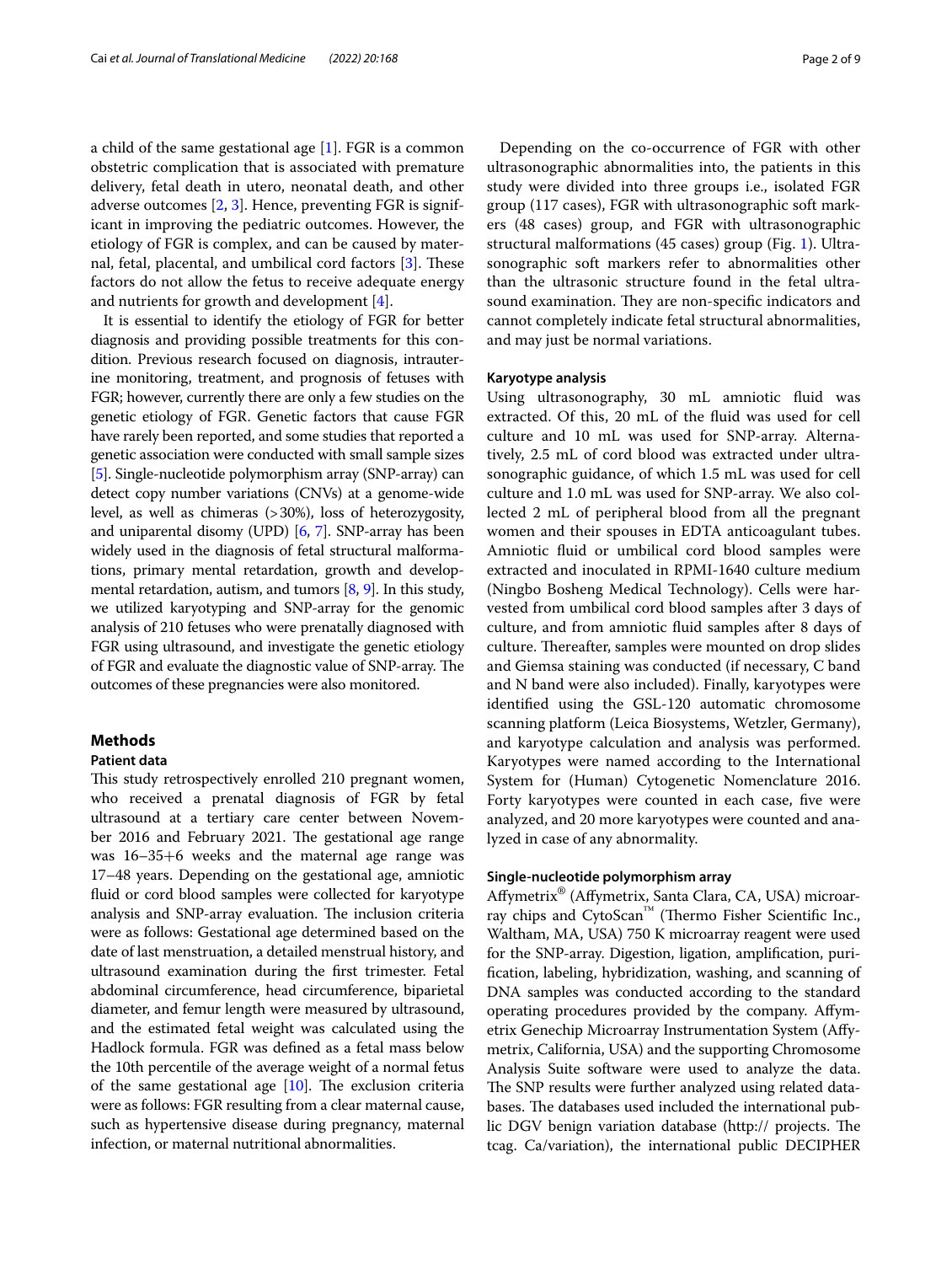a child of the same gestational age [1]. FGR is a common obstetric complication that is associated with premature delivery, fetal death in utero, neonatal death, and other adverse outcomes [2, 3]. Hence, preventing FGR is significant in improving the pediatric outcomes. However, the etiology of FGR is complex, and can be caused by maternal, fetal, placental, and umbilical cord factors [3]. These factors do not allow the fetus to receive adequate energy and nutrients for growth and development [4].

It is essential to identify the etiology of FGR for better diagnosis and providing possible treatments for this condition. Previous research focused on diagnosis, intrauterine monitoring, treatment, and prognosis of fetuses with FGR; however, currently there are only a few studies on the genetic etiology of FGR. Genetic factors that cause FGR have rarely been reported, and some studies that reported a genetic association were conducted with small sample sizes [5]. Single-nucleotide polymorphism array (SNP-array) can detect copy number variations (CNVs) at a genome-wide level, as well as chimeras (>30%), loss of heterozygosity, and uniparental disomy (UPD) [6, 7]. SNP-array has been widely used in the diagnosis of fetal structural malformations, primary mental retardation, growth and developmental retardation, autism, and tumors [8, 9]. In this study, we utilized karyotyping and SNP-array for the genomic analysis of 210 fetuses who were prenatally diagnosed with FGR using ultrasound, and investigate the genetic etiology of FGR and evaluate the diagnostic value of SNP-array. The outcomes of these pregnancies were also monitored.

## Methods

### Patient data

This study retrospectively enrolled 210 pregnant women, who received a prenatal diagnosis of FGR by fetal ultrasound at a tertiary care center between November 2016 and February 2021. The gestational age range was 16–35+6 weeks and the maternal age range was 17–48 years. Depending on the gestational age, amniotic fluid or cord blood samples were collected for karyotype analysis and SNP-array evaluation. The inclusion criteria were as follows: Gestational age determined based on the date of last menstruation, a detailed menstrual history, and ultrasound examination during the first trimester. Fetal abdominal circumference, head circumference, biparietal diameter, and femur length were measured by ultrasound, and the estimated fetal weight was calculated using the Hadlock formula. FGR was defined as a fetal mass below the 10th percentile of the average weight of a normal fetus of the same gestational age [10]. The exclusion criteria were as follows: FGR resulting from a clear maternal cause, such as hypertensive disease during pregnancy, maternal infection, or maternal nutritional abnormalities.

Depending on the co-occurrence of FGR with other ultrasonographic abnormalities into, the patients in this study were divided into three groups i.e., isolated FGR group (117 cases), FGR with ultrasonographic soft markers (48 cases) group, and FGR with ultrasonographic structural malformations (45 cases) group (Fig. 1). Ultrasonographic soft markers refer to abnormalities other than the ultrasonic structure found in the fetal ultrasound examination. They are non-specific indicators and cannot completely indicate fetal structural abnormalities, and may just be normal variations.

### Karyotype analysis

Using ultrasonography, 30 mL amniotic fluid was extracted. Of this, 20 mL of the fluid was used for cell culture and 10 mL was used for SNP-array. Alternatively, 2.5 mL of cord blood was extracted under ultrasonographic guidance, of which 1.5 mL was used for cell culture and 1.0 mL was used for SNP-array. We also collected 2 mL of peripheral blood from all the pregnant women and their spouses in EDTA anticoagulant tubes. Amniotic fluid or umbilical cord blood samples were extracted and inoculated in RPMI-1640 culture medium (Ningbo Bosheng Medical Technology). Cells were harvested from umbilical cord blood samples after 3 days of culture, and from amniotic fluid samples after 8 days of culture. Thereafter, samples were mounted on drop slides and Giemsa staining was conducted (if necessary, C band and N band were also included). Finally, karyotypes were identified using the GSL-120 automatic chromosome scanning platform (Leica Biosystems, Wetzler, Germany), and karyotype calculation and analysis was performed. Karyotypes were named according to the International System for (Human) Cytogenetic Nomenclature 2016. Forty karyotypes were counted in each case, five were analyzed, and 20 more karyotypes were counted and analyzed in case of any abnormality.

### Single-nucleotide polymorphism array

Affymetrix® (Affymetrix, Santa Clara, CA, USA) microarray chips and CytoScan™ (Thermo Fisher Scientific Inc., Waltham, MA, USA) 750 K microarray reagent were used for the SNP-array. Digestion, ligation, amplification, purification, labeling, hybridization, washing, and scanning of DNA samples was conducted according to the standard operating procedures provided by the company. Affymetrix Genechip Microarray Instrumentation System (Affymetrix, California, USA) and the supporting Chromosome Analysis Suite software were used to analyze the data. The SNP results were further analyzed using related databases. The databases used included the international public DGV benign variation database (http:// projects. The tcag. Ca/variation), the international public DECIPHER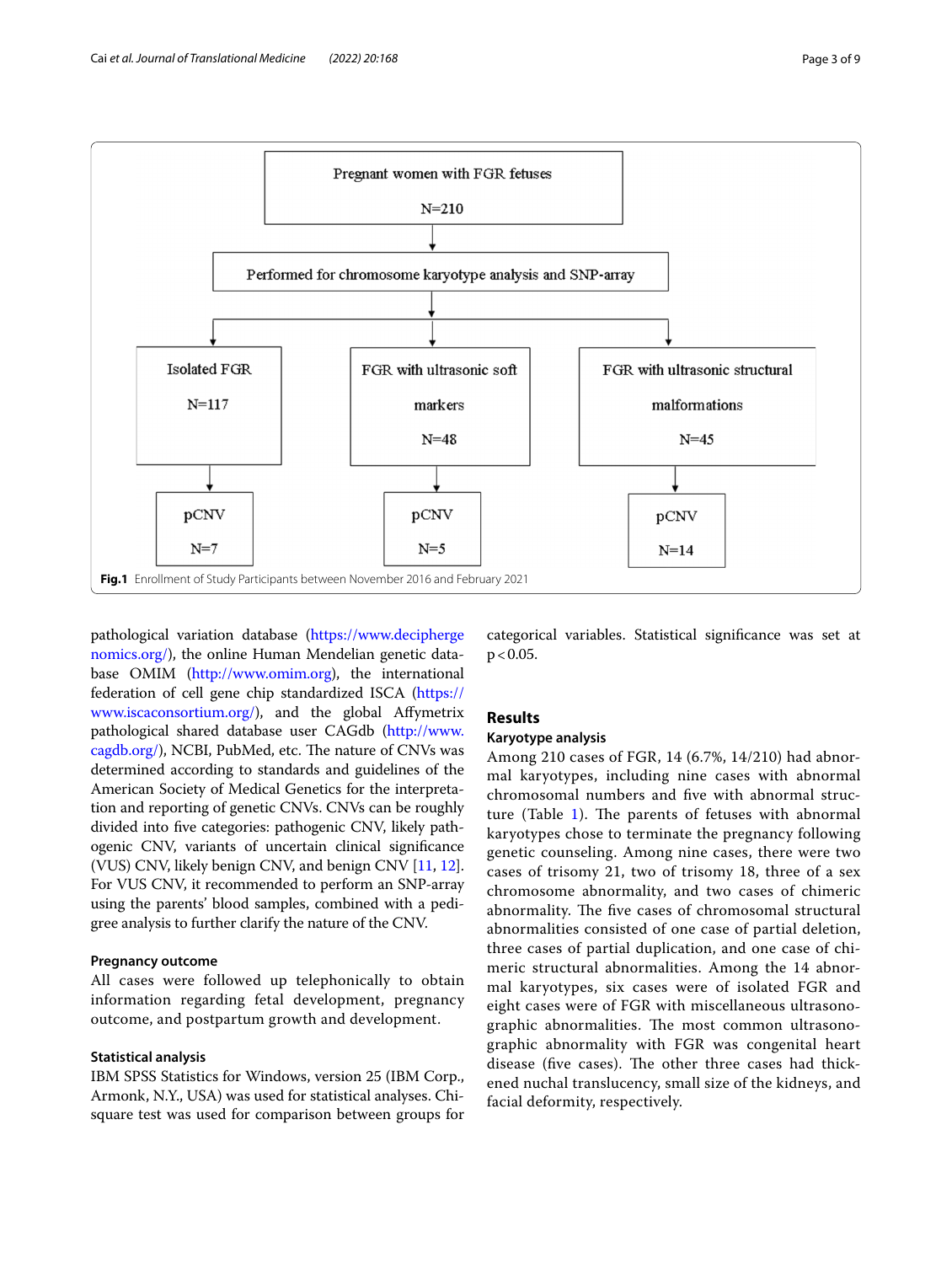Pregnant women with FGR fetuses
N=210

Performed for chromosome karyotype analysis and SNP-array

| Isolated FGR N=117 | FGR with ultrasonic soft markers N=48 | FGR with ultrasonic structural malformations N=45 |
|---|---|---|
| pCNV N=7 | pCNV N=5 | pCNV N=14 |

**Fig.1** Enrollment of Study Participants between November 2016 and February 2021

pathological variation database (https://www.deciphergenomics.org/), the online Human Mendelian genetic database OMIM (http://www.omim.org), the international federation of cell gene chip standardized ISCA (https://www.iscaconsortium.org/), and the global Affymetrix pathological shared database user CAGdb (http://www.cagdb.org/), NCBI, PubMed, etc. The nature of CNVs was determined according to standards and guidelines of the American Society of Medical Genetics for the interpretation and reporting of genetic CNVs. CNVs can be roughly divided into five categories: pathogenic CNV, likely pathogenic CNV, variants of uncertain clinical significance (VUS) CNV, likely benign CNV, and benign CNV [11, 12]. For VUS CNV, it recommended to perform an SNP-array using the parents' blood samples, combined with a pedigree analysis to further clarify the nature of the CNV.

### Pregnancy outcome

All cases were followed up telephonically to obtain information regarding fetal development, pregnancy outcome, and postpartum growth and development.

### Statistical analysis

IBM SPSS Statistics for Windows, version 25 (IBM Corp., Armonk, N.Y., USA) was used for statistical analyses. Chi-square test was used for comparison between groups for categorical variables. Statistical significance was set at $p<0.05$.

## Results

### Karyotype analysis

Among 210 cases of FGR, 14 (6.7%, 14/210) had abnormal karyotypes, including nine cases with abnormal chromosomal numbers and five with abnormal structure (Table 1). The parents of fetuses with abnormal karyotypes chose to terminate the pregnancy following genetic counseling. Among nine cases, there were two cases of trisomy 21, two of trisomy 18, three of a sex chromosome abnormality, and two cases of chimeric abnormality. The five cases of chromosomal structural abnormalities consisted of one case of partial deletion, three cases of partial duplication, and one case of chimeric structural abnormalities. Among the 14 abnormal karyotypes, six cases were of isolated FGR and eight cases were of FGR with miscellaneous ultrasonographic abnormalities. The most common ultrasonographic abnormality with FGR was congenital heart disease (five cases). The other three cases had thickened nuchal translucency, small size of the kidneys, and facial deformity, respectively.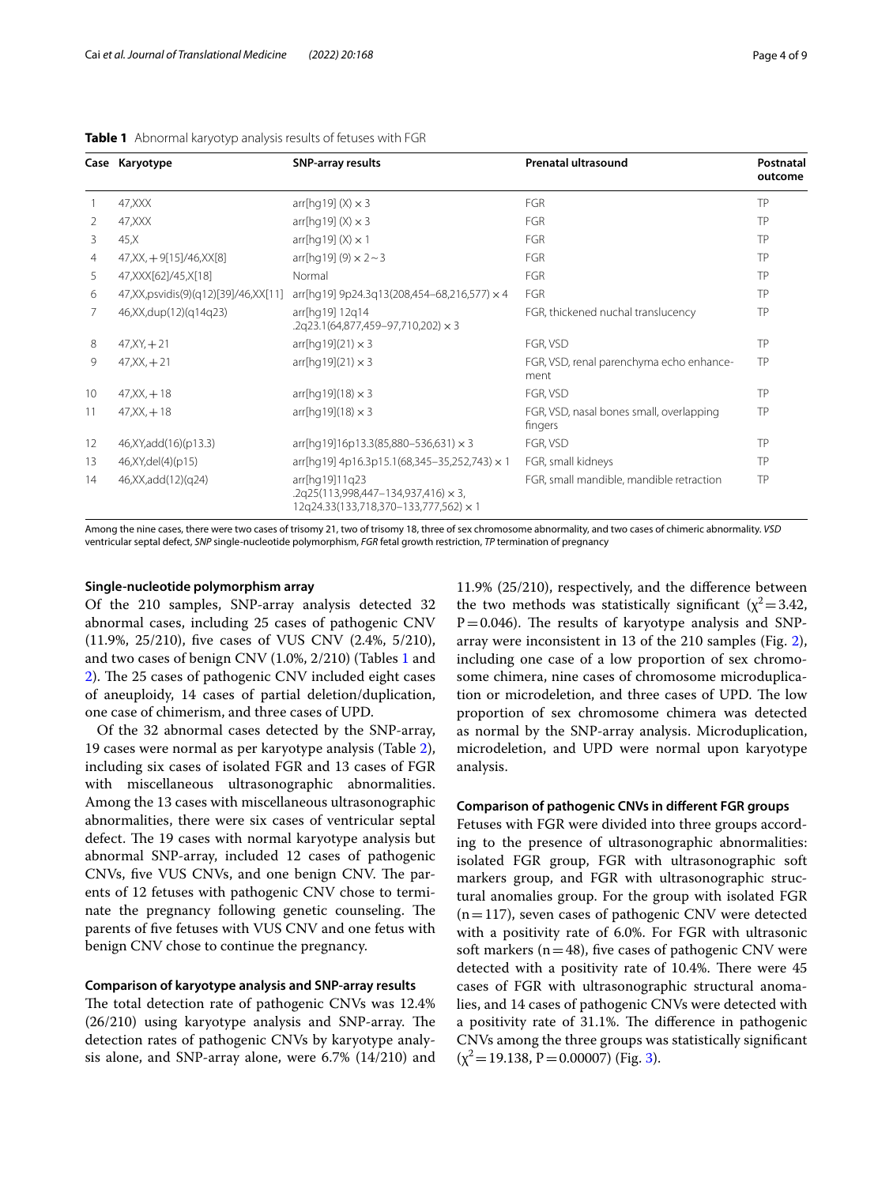**Table 1** Abnormal karyotyp analysis results of fetuses with FGR

| Case | Karyotype | SNP-array results | Prenatal ultrasound | Postnatal outcome |
|---|---|---|---|---|
| 1 | 47,XXX | arr[hg19] (X) × 3 | FGR | TP |
| 2 | 47,XXX | arr[hg19] (X) × 3 | FGR | TP |
| 3 | 45,X | arr[hg19] (X) × 1 | FGR | TP |
| 4 | 47,XX, + 9[15]/46,XX[8] | arr[hg19] (9) × 2 ~ 3 | FGR | TP |
| 5 | 47,XXX[62]/45,X[18] | Normal | FGR | TP |
| 6 | 47,XX,psvidis(9)(q12)[39]/46,XX[11] | arr[hg19] 9p24.3q13(208,454–68,216,577) × 4 | FGR | TP |
| 7 | 46,XX,dup(12)(q14q23) | arr[hg19] 12q14 .2q23.1(64,877,459–97,710,202) × 3 | FGR, thickened nuchal translucency | TP |
| 8 | 47,XY, + 21 | arr[hg19](21) × 3 | FGR, VSD | TP |
| 9 | 47,XX, + 21 | arr[hg19](21) × 3 | FGR, VSD, renal parenchyma echo enhancement | TP |
| 10 | 47,XX, + 18 | arr[hg19](18) × 3 | FGR, VSD | TP |
| 11 | 47,XX, + 18 | arr[hg19](18) × 3 | FGR, VSD, nasal bones small, overlapping fingers | TP |
| 12 | 46,XY,add(16)(p13.3) | arr[hg19]16p13.3(85,880–536,631) × 3 | FGR, VSD | TP |
| 13 | 46,XY,del(4)(p15) | arr[hg19] 4p16.3p15.1(68,345–35,252,743) × 1 | FGR, small kidneys | TP |
| 14 | 46,XX,add(12)(q24) | arr[hg19]11q23 .2q25(113,998,447–134,937,416) × 3, 12q24.33(133,718,370–133,777,562) × 1 | FGR, small mandible, mandible retraction | TP |

Among the nine cases, there were two cases of trisomy 21, two of trisomy 18, three of sex chromosome abnormality, and two cases of chimeric abnormality. *VSD* ventricular septal defect, *SNP* single-nucleotide polymorphism, *FGR* fetal growth restriction, *TP* termination of pregnancy

### Single-nucleotide polymorphism array

Of the 210 samples, SNP-array analysis detected 32 abnormal cases, including 25 cases of pathogenic CNV (11.9%, 25/210), five cases of VUS CNV (2.4%, 5/210), and two cases of benign CNV (1.0%, 2/210) (Tables 1 and 2). The 25 cases of pathogenic CNV included eight cases of aneuploidy, 14 cases of partial deletion/duplication, one case of chimerism, and three cases of UPD.

Of the 32 abnormal cases detected by the SNP-array, 19 cases were normal as per karyotype analysis (Table 2), including six cases of isolated FGR and 13 cases of FGR with miscellaneous ultrasonographic abnormalities. Among the 13 cases with miscellaneous ultrasonographic abnormalities, there were six cases of ventricular septal defect. The 19 cases with normal karyotype analysis but abnormal SNP-array, included 12 cases of pathogenic CNVs, five VUS CNVs, and one benign CNV. The parents of 12 fetuses with pathogenic CNV chose to terminate the pregnancy following genetic counseling. The parents of five fetuses with VUS CNV and one fetus with benign CNV chose to continue the pregnancy.

### Comparison of karyotype analysis and SNP-array results

The total detection rate of pathogenic CNVs was 12.4% (26/210) using karyotype analysis and SNP-array. The detection rates of pathogenic CNVs by karyotype analysis alone, and SNP-array alone, were 6.7% (14/210) and 11.9% (25/210), respectively, and the difference between the two methods was statistically significant ($\chi^2 = 3.42$, $P = 0.046$). The results of karyotype analysis and SNP-array were inconsistent in 13 of the 210 samples (Fig. 2), including one case of a low proportion of sex chromosome chimera, nine cases of chromosome microduplication or microdeletion, and three cases of UPD. The low proportion of sex chromosome chimera was detected as normal by the SNP-array analysis. Microduplication, microdeletion, and UPD were normal upon karyotype analysis.

### Comparison of pathogenic CNVs in different FGR groups

Fetuses with FGR were divided into three groups according to the presence of ultrasonographic abnormalities: isolated FGR group, FGR with ultrasonographic soft markers group, and FGR with ultrasonographic structural anomalies group. For the group with isolated FGR ($n = 117$), seven cases of pathogenic CNV were detected with a positivity rate of 6.0%. For FGR with ultrasonic soft markers ($n = 48$), five cases of pathogenic CNV were detected with a positivity rate of 10.4%. There were 45 cases of FGR with ultrasonographic structural anomalies, and 14 cases of pathogenic CNVs were detected with a positivity rate of 31.1%. The difference in pathogenic CNVs among the three groups was statistically significant ($\chi^2 = 19.138$, $P = 0.00007$) (Fig. 3).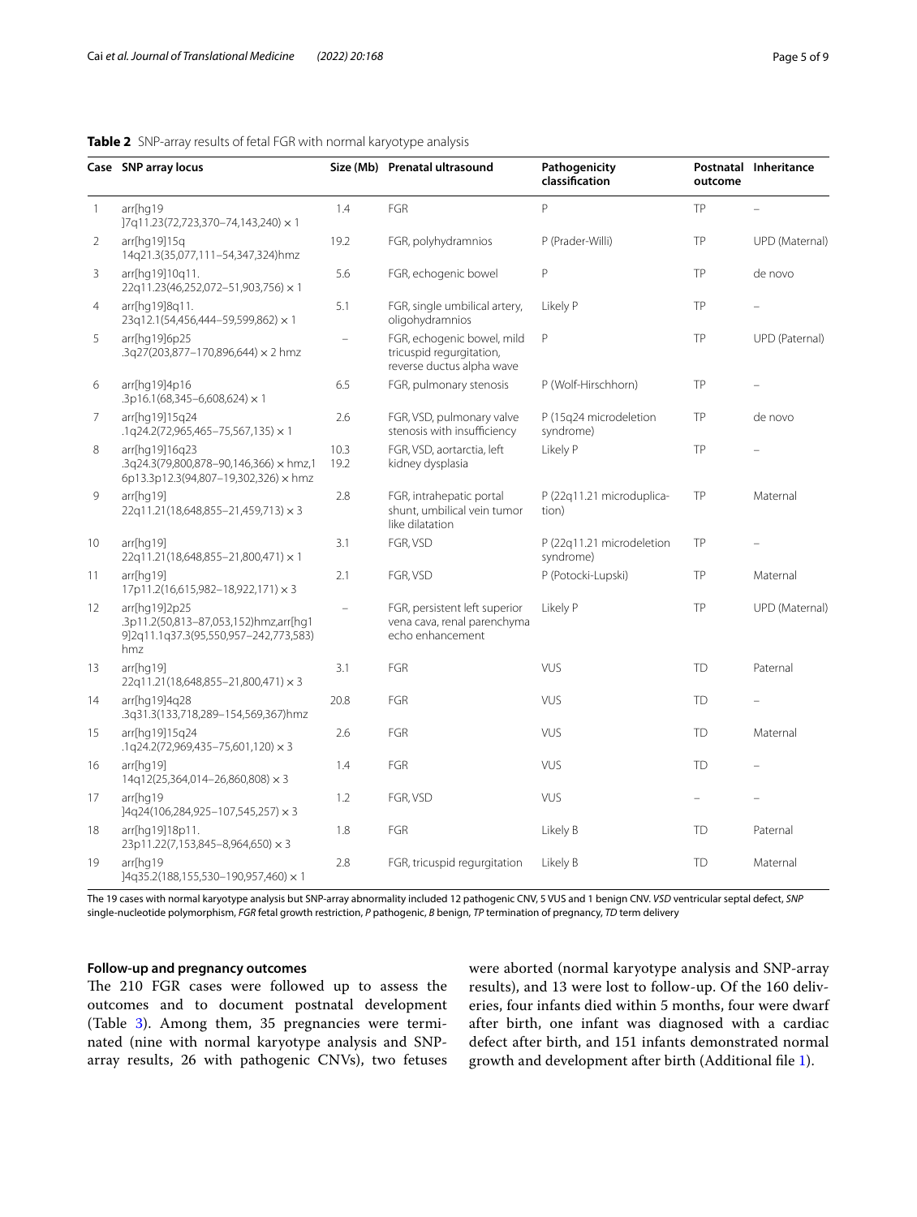**Table 2** SNP-array results of fetal FGR with normal karyotype analysis

| Case | SNP array locus | Size (Mb) | Prenatal ultrasound | Pathogenicity classification | Postnatal outcome | Inheritance |
|---|---|---|---|---|---|---|
| 1 | arr[hg19 ]7q11.23(72,723,370–74,143,240) × 1 | 1.4 | FGR | P | TP | – |
| 2 | arr[hg19]15q 14q21.3(35,077,111–54,347,324)hmz | 19.2 | FGR, polyhydramnios | P (Prader-Willi) | TP | UPD (Maternal) |
| 3 | arr[hg19]10q11. 22q11.23(46,252,072–51,903,756) × 1 | 5.6 | FGR, echogenic bowel | P | TP | de novo |
| 4 | arr[hg19]8q11. 23q12.1(54,456,444–59,599,862) × 1 | 5.1 | FGR, single umbilical artery, oligohydramnios | Likely P | TP | – |
| 5 | arr[hg19]6p25 .3q27(203,877–170,896,644) × 2 hmz | – | FGR, echogenic bowel, mild tricuspid regurgitation, reverse ductus alpha wave | P | TP | UPD (Paternal) |
| 6 | arr[hg19]4p16 .3p16.1(68,345–6,608,624) × 1 | 6.5 | FGR, pulmonary stenosis | P (Wolf-Hirschhorn) | TP | – |
| 7 | arr[hg19]15q24 .1q24.2(72,965,465–75,567,135) × 1 | 2.6 | FGR, VSD, pulmonary valve stenosis with insufficiency | P (15q24 microdeletion syndrome) | TP | de novo |
| 8 | arr[hg19]16q23 .3q24.3(79,800,878–90,146,366) × hmz,1 6p13.3p12.3(94,807–19,302,326) × hmz | 10.3 19.2 | FGR, VSD, aortarctia, left kidney dysplasia | Likely P | TP | – |
| 9 | arr[hg19] 22q11.21(18,648,855–21,459,713) × 3 | 2.8 | FGR, intrahepatic portal shunt, umbilical vein tumor like dilatation | P (22q11.21 microduplication) | TP | Maternal |
| 10 | arr[hg19] 22q11.21(18,648,855–21,800,471) × 1 | 3.1 | FGR, VSD | P (22q11.21 microdeletion syndrome) | TP | – |
| 11 | arr[hg19] 17p11.2(16,615,982–18,922,171) × 3 | 2.1 | FGR, VSD | P (Potocki-Lupski) | TP | Maternal |
| 12 | arr[hg19]2p25 .3p11.2(50,813–87,053,152)hmz,arr[hg1 9]2q11.1q37.3(95,550,957–242,773,583) hmz | – | FGR, persistent left superior vena cava, renal parenchyma echo enhancement | Likely P | TP | UPD (Maternal) |
| 13 | arr[hg19] 22q11.21(18,648,855–21,800,471) × 3 | 3.1 | FGR | VUS | TD | Paternal |
| 14 | arr[hg19]4q28 .3q31.3(133,718,289–154,569,367)hmz | 20.8 | FGR | VUS | TD | – |
| 15 | arr[hg19]15q24 .1q24.2(72,969,435–75,601,120) × 3 | 2.6 | FGR | VUS | TD | Maternal |
| 16 | arr[hg19] 14q12(25,364,014–26,860,808) × 3 | 1.4 | FGR | VUS | TD | – |
| 17 | arr[hg19 ]4q24(106,284,925–107,545,257) × 3 | 1.2 | FGR, VSD | VUS | – | – |
| 18 | arr[hg19]18p11. 23p11.22(7,153,845–8,964,650) × 3 | 1.8 | FGR | Likely B | TD | Paternal |
| 19 | arr[hg19 ]4q35.2(188,155,530–190,957,460) × 1 | 2.8 | FGR, tricuspid regurgitation | Likely B | TD | Maternal |

The 19 cases with normal karyotype analysis but SNP-array abnormality included 12 pathogenic CNV, 5 VUS and 1 benign CNV. *VSD* ventricular septal defect, *SNP* single-nucleotide polymorphism, *FGR* fetal growth restriction, *P* pathogenic, *B* benign, *TP* termination of pregnancy, *TD* term delivery

### Follow-up and pregnancy outcomes

The 210 FGR cases were followed up to assess the outcomes and to document postnatal development (Table 3). Among them, 35 pregnancies were terminated (nine with normal karyotype analysis and SNP-array results, 26 with pathogenic CNVs), two fetuses were aborted (normal karyotype analysis and SNP-array results), and 13 were lost to follow-up. Of the 160 deliveries, four infants died within 5 months, four were dwarf after birth, one infant was diagnosed with a cardiac defect after birth, and 151 infants demonstrated normal growth and development after birth (Additional file 1).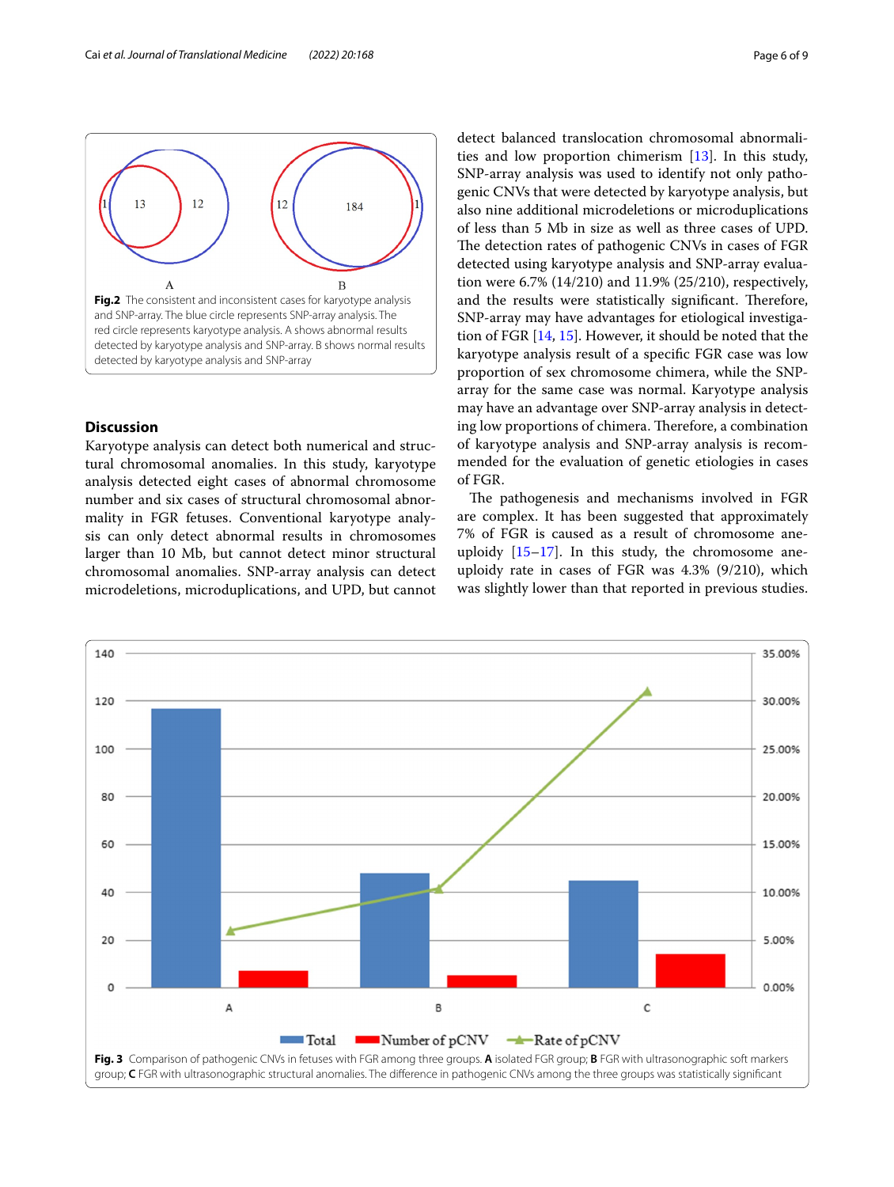**Fig. 2** The consistent and inconsistent cases for karyotype analysis and SNP-array. The blue circle represents SNP-array analysis. The red circle represents karyotype analysis. A shows abnormal results detected by karyotype analysis and SNP-array. B shows normal results detected by karyotype analysis and SNP-array

## Discussion

Karyotype analysis can detect both numerical and structural chromosomal anomalies. In this study, karyotype analysis detected eight cases of abnormal chromosome number and six cases of structural chromosomal abnormality in FGR fetuses. Conventional karyotype analysis can only detect abnormal results in chromosomes larger than 10 Mb, but cannot detect minor structural chromosomal anomalies. SNP-array analysis can detect microdeletions, microduplications, and UPD, but cannot detect balanced translocation chromosomal abnormalities and low proportion chimerism [13]. In this study, SNP-array analysis was used to identify not only pathogenic CNVs that were detected by karyotype analysis, but also nine additional microdeletions or microduplications of less than 5 Mb in size as well as three cases of UPD. The detection rates of pathogenic CNVs in cases of FGR detected using karyotype analysis and SNP-array evaluation were 6.7% (14/210) and 11.9% (25/210), respectively, and the results were statistically significant. Therefore, SNP-array may have advantages for etiological investigation of FGR [14, 15]. However, it should be noted that the karyotype analysis result of a specific FGR case was low proportion of sex chromosome chimera, while the SNP-array for the same case was normal. Karyotype analysis may have an advantage over SNP-array analysis in detecting low proportions of chimera. Therefore, a combination of karyotype analysis and SNP-array analysis is recommended for the evaluation of genetic etiologies in cases of FGR.

The pathogenesis and mechanisms involved in FGR are complex. It has been suggested that approximately 7% of FGR is caused as a result of chromosome aneuploidy [15–17]. In this study, the chromosome aneuploidy rate in cases of FGR was 4.3% (9/210), which was slightly lower than that reported in previous studies.

**Fig. 3** Comparison of pathogenic CNVs in fetuses with FGR among three groups. **A** isolated FGR group; **B** FGR with ultrasonographic soft markers group; **C** FGR with ultrasonographic structural anomalies. The difference in pathogenic CNVs among the three groups was statistically significant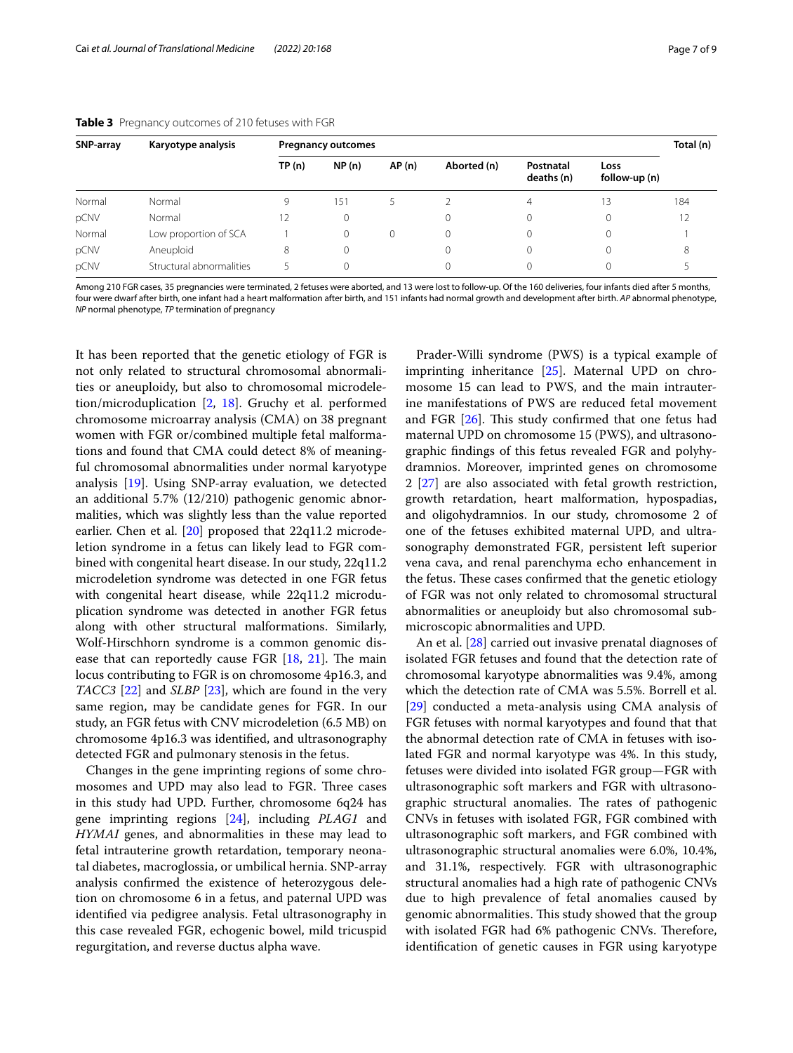**Table 3** Pregnancy outcomes of 210 fetuses with FGR

| SNP-array | Karyotype analysis | Pregnancy outcomes | | | | | | Total (n) |
|---|---|---|---|---|---|---|---|---|
| | | TP (n) | NP (n) | AP (n) | Aborted (n) | Postnatal deaths (n) | Loss follow-up (n) | |
| Normal | Normal | 9 | 151 | 5 | 2 | 4 | 13 | 184 |
| pCNV | Normal | 12 | 0 | | 0 | 0 | 0 | 12 |
| Normal | Low proportion of SCA | 1 | 0 | 0 | 0 | 0 | 0 | 1 |
| pCNV | Aneuploid | 8 | 0 | | 0 | 0 | 0 | 8 |
| pCNV | Structural abnormalities | 5 | 0 | | 0 | 0 | 0 | 5 |

Among 210 FGR cases, 35 pregnancies were terminated, 2 fetuses were aborted, and 13 were lost to follow-up. Of the 160 deliveries, four infants died after 5 months, four were dwarf after birth, one infant had a heart malformation after birth, and 151 infants had normal growth and development after birth. *AP* abnormal phenotype, *NP* normal phenotype, *TP* termination of pregnancy

It has been reported that the genetic etiology of FGR is not only related to structural chromosomal abnormalities or aneuploidy, but also to chromosomal microdeletion/microduplication [2, 18]. Gruchy et al. performed chromosome microarray analysis (CMA) on 38 pregnant women with FGR or/combined multiple fetal malformations and found that CMA could detect 8% of meaningful chromosomal abnormalities under normal karyotype analysis [19]. Using SNP-array evaluation, we detected an additional 5.7% (12/210) pathogenic genomic abnormalities, which was slightly less than the value reported earlier. Chen et al. [20] proposed that 22q11.2 microdeletion syndrome in a fetus can likely lead to FGR combined with congenital heart disease. In our study, 22q11.2 microdeletion syndrome was detected in one FGR fetus with congenital heart disease, while 22q11.2 microduplication syndrome was detected in another FGR fetus along with other structural malformations. Similarly, Wolf-Hirschhorn syndrome is a common genomic disease that can reportedly cause FGR [18, 21]. The main locus contributing to FGR is on chromosome 4p16.3, and *TACC3* [22] and *SLBP* [23], which are found in the very same region, may be candidate genes for FGR. In our study, an FGR fetus with CNV microdeletion (6.5 MB) on chromosome 4p16.3 was identified, and ultrasonography detected FGR and pulmonary stenosis in the fetus.

Changes in the gene imprinting regions of some chromosomes and UPD may also lead to FGR. Three cases in this study had UPD. Further, chromosome 6q24 has gene imprinting regions [24], including *PLAG1* and *HYMAI* genes, and abnormalities in these may lead to fetal intrauterine growth retardation, temporary neonatal diabetes, macroglossia, or umbilical hernia. SNP-array analysis confirmed the existence of heterozygous deletion on chromosome 6 in a fetus, and paternal UPD was identified via pedigree analysis. Fetal ultrasonography in this case revealed FGR, echogenic bowel, mild tricuspid regurgitation, and reverse ductus alpha wave.

Prader-Willi syndrome (PWS) is a typical example of imprinting inheritance [25]. Maternal UPD on chromosome 15 can lead to PWS, and the main intrauterine manifestations of PWS are reduced fetal movement and FGR [26]. This study confirmed that one fetus had maternal UPD on chromosome 15 (PWS), and ultrasonographic findings of this fetus revealed FGR and polyhydramnios. Moreover, imprinted genes on chromosome 2 [27] are also associated with fetal growth restriction, growth retardation, heart malformation, hypospadias, and oligohydramnios. In our study, chromosome 2 of one of the fetuses exhibited maternal UPD, and ultrasonography demonstrated FGR, persistent left superior vena cava, and renal parenchyma echo enhancement in the fetus. These cases confirmed that the genetic etiology of FGR was not only related to chromosomal structural abnormalities or aneuploidy but also chromosomal submicroscopic abnormalities and UPD.

An et al. [28] carried out invasive prenatal diagnoses of isolated FGR fetuses and found that the detection rate of chromosomal karyotype abnormalities was 9.4%, among which the detection rate of CMA was 5.5%. Borrell et al. [29] conducted a meta-analysis using CMA analysis of FGR fetuses with normal karyotypes and found that that the abnormal detection rate of CMA in fetuses with isolated FGR and normal karyotype was 4%. In this study, fetuses were divided into isolated FGR group—FGR with ultrasonographic soft markers and FGR with ultrasonographic structural anomalies. The rates of pathogenic CNVs in fetuses with isolated FGR, FGR combined with ultrasonographic soft markers, and FGR combined with ultrasonographic structural anomalies were 6.0%, 10.4%, and 31.1%, respectively. FGR with ultrasonographic structural anomalies had a high rate of pathogenic CNVs due to high prevalence of fetal anomalies caused by genomic abnormalities. This study showed that the group with isolated FGR had 6% pathogenic CNVs. Therefore, identification of genetic causes in FGR using karyotype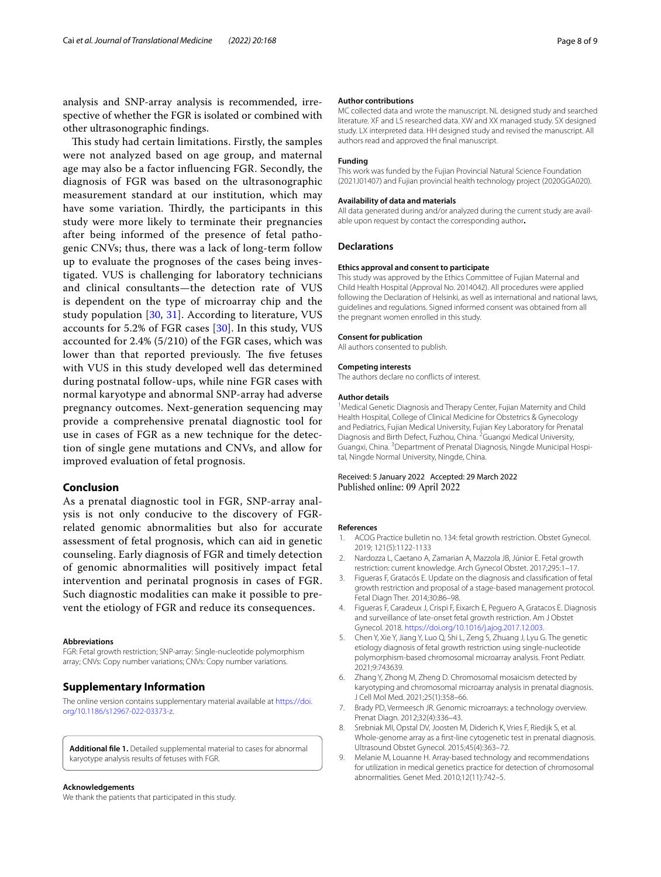analysis and SNP-array analysis is recommended, irrespective of whether the FGR is isolated or combined with other ultrasonographic findings.

This study had certain limitations. Firstly, the samples were not analyzed based on age group, and maternal age may also be a factor influencing FGR. Secondly, the diagnosis of FGR was based on the ultrasonographic measurement standard at our institution, which may have some variation. Thirdly, the participants in this study were more likely to terminate their pregnancies after being informed of the presence of fetal pathogenic CNVs; thus, there was a lack of long-term follow up to evaluate the prognoses of the cases being investigated. VUS is challenging for laboratory technicians and clinical consultants—the detection rate of VUS is dependent on the type of microarray chip and the study population [30, 31]. According to literature, VUS accounts for 5.2% of FGR cases [30]. In this study, VUS accounted for 2.4% (5/210) of the FGR cases, which was lower than that reported previously. The five fetuses with VUS in this study developed well das determined during postnatal follow-ups, while nine FGR cases with normal karyotype and abnormal SNP-array had adverse pregnancy outcomes. Next-generation sequencing may provide a comprehensive prenatal diagnostic tool for use in cases of FGR as a new technique for the detection of single gene mutations and CNVs, and allow for improved evaluation of fetal prognosis.

## Conclusion

As a prenatal diagnostic tool in FGR, SNP-array analysis is not only conducive to the discovery of FGR-related genomic abnormalities but also for accurate assessment of fetal prognosis, which can aid in genetic counseling. Early diagnosis of FGR and timely detection of genomic abnormalities will positively impact fetal intervention and perinatal prognosis in cases of FGR. Such diagnostic modalities can make it possible to prevent the etiology of FGR and reduce its consequences.

#### Abbreviations

FGR: Fetal growth restriction; SNP-array: Single-nucleotide polymorphism array; CNVs: Copy number variations; CNVs: Copy number variations.

## Supplementary Information

The online version contains supplementary material available at https://doi.org/10.1186/s12967-022-03373-z.

**Additional file 1.** Detailed supplemental material to cases for abnormal karyotype analysis results of fetuses with FGR.

#### Acknowledgements

We thank the patients that participated in this study.

#### Author contributions

MC collected data and wrote the manuscript. NL designed study and searched literature. XF and LS researched data. XW and XX managed study. SX designed study. LX interpreted data. HH designed study and revised the manuscript. All authors read and approved the final manuscript.

#### Funding

This work was funded by the Fujian Provincial Natural Science Foundation (2021J01407) and Fujian provincial health technology project (2020GGA020).

#### Availability of data and materials

All data generated during and/or analyzed during the current study are available upon request by contact the corresponding author.

## Declarations

#### Ethics approval and consent to participate

This study was approved by the Ethics Committee of Fujian Maternal and Child Health Hospital (Approval No. 2014042). All procedures were applied following the Declaration of Helsinki, as well as international and national laws, guidelines and regulations. Signed informed consent was obtained from all the pregnant women enrolled in this study.

#### Consent for publication

All authors consented to publish.

#### Competing interests

The authors declare no conflicts of interest.

#### Author details

[1] Medical Genetic Diagnosis and Therapy Center, Fujian Maternity and Child Health Hospital, College of Clinical Medicine for Obstetrics & Gynecology and Pediatrics, Fujian Medical University, Fujian Key Laboratory for Prenatal Diagnosis and Birth Defect, Fuzhou, China. [2] Guangxi Medical University, Guangxi, China. [3] Department of Prenatal Diagnosis, Ningde Municipal Hospital, Ningde Normal University, Ningde, China.

Received: 5 January 2022 Accepted: 29 March 2022
Published online: 09 April 2022

#### References

1. ACOG Practice bulletin no. 134: fetal growth restriction. Obstet Gynecol. 2019; 121(5):1122-1133
2. Nardozza L, Caetano A, Zamarian A, Mazzola JB, Júnior E. Fetal growth restriction: current knowledge. Arch Gynecol Obstet. 2017;295:1–17.
3. Figueras F, Gratacós E. Update on the diagnosis and classification of fetal growth restriction and proposal of a stage-based management protocol. Fetal Diagn Ther. 2014;30:86–98.
4. Figueras F, Caradeux J, Crispi F, Eixarch E, Peguero A, Gratacos E. Diagnosis and surveillance of late-onset fetal growth restriction. Am J Obstet Gynecol. 2018. https://doi.org/10.1016/j.ajog.2017.12.003.
5. Chen Y, Xie Y, Jiang Y, Luo Q, Shi L, Zeng S, Zhuang J, Lyu G. The genetic etiology diagnosis of fetal growth restriction using single-nucleotide polymorphism-based chromosomal microarray analysis. Front Pediatr. 2021;9:743639.
6. Zhang Y, Zhong M, Zheng D. Chromosomal mosaicism detected by karyotyping and chromosomal microarray analysis in prenatal diagnosis. J Cell Mol Med. 2021;25(1):358–66.
7. Brady PD, Vermeesch JR. Genomic microarrays: a technology overview. Prenat Diagn. 2012;32(4):336–43.
8. Srebniak MI, Opstal DV, Joosten M, Diderich K, Vries F, Riedijk S, et al. Whole-genome array as a first-line cytogenetic test in prenatal diagnosis. Ultrasound Obstet Gynecol. 2015;45(4):363–72.
9. Melanie M, Louanne H. Array-based technology and recommendations for utilization in medical genetics practice for detection of chromosomal abnormalities. Genet Med. 2010;12(11):742–5.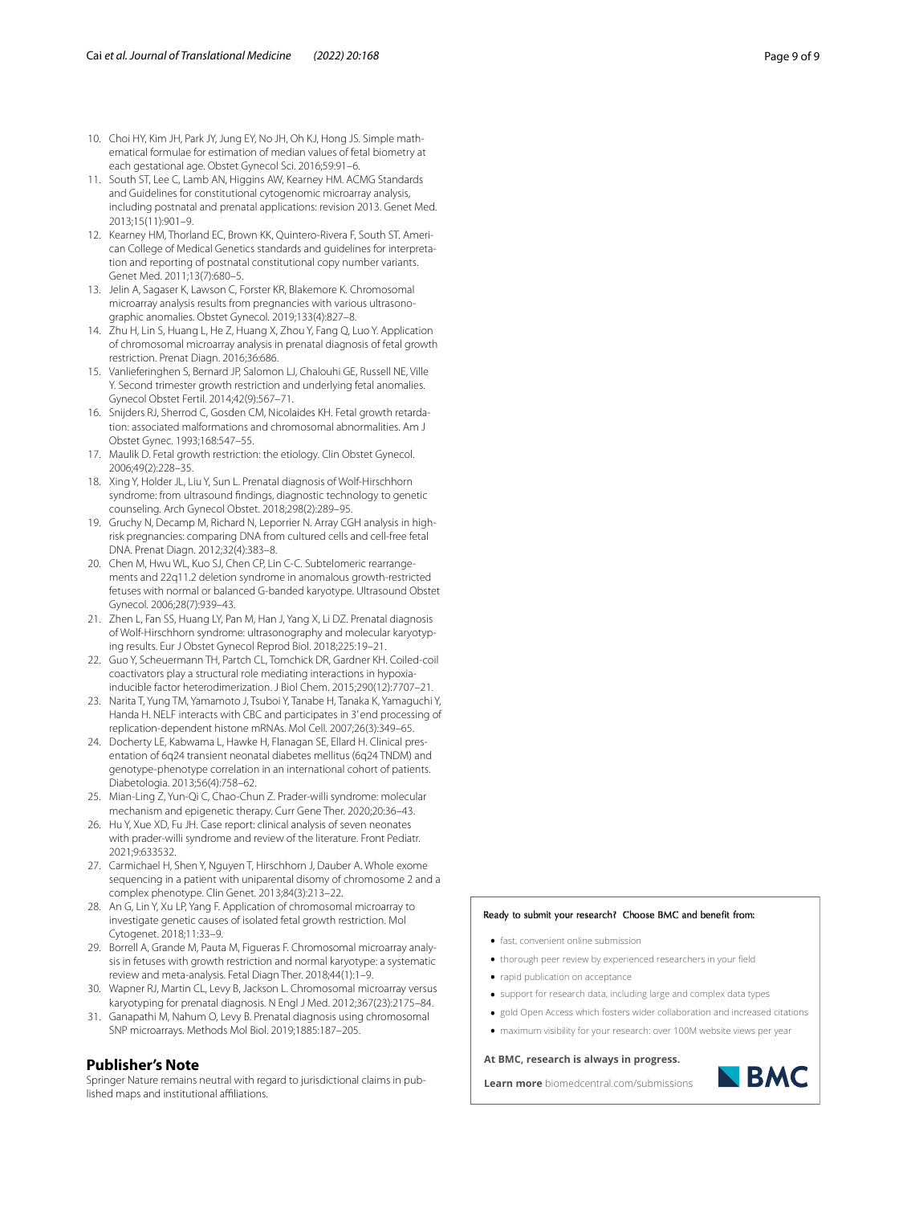10. Choi HY, Kim JH, Park JY, Jung EY, No JH, Oh KJ, Hong JS. Simple mathematical formulae for estimation of median values of fetal biometry at each gestational age. Obstet Gynecol Sci. 2016;59:91–6.
11. South ST, Lee C, Lamb AN, Higgins AW, Kearney HM. ACMG Standards and Guidelines for constitutional cytogenomic microarray analysis, including postnatal and prenatal applications: revision 2013. Genet Med. 2013;15(11):901–9.
12. Kearney HM, Thorland EC, Brown KK, Quintero-Rivera F, South ST. American College of Medical Genetics standards and guidelines for interpretation and reporting of postnatal constitutional copy number variants. Genet Med. 2011;13(7):680–5.
13. Jelin A, Sagaser K, Lawson C, Forster KR, Blakemore K. Chromosomal microarray analysis results from pregnancies with various ultrasonographic anomalies. Obstet Gynecol. 2019;133(4):827–8.
14. Zhu H, Lin S, Huang L, He Z, Huang X, Zhou Y, Fang Q, Luo Y. Application of chromosomal microarray analysis in prenatal diagnosis of fetal growth restriction. Prenat Diagn. 2016;36:686.
15. Vanlieferinghen S, Bernard JP, Salomon LJ, Chalouhi GE, Russell NE, Ville Y. Second trimester growth restriction and underlying fetal anomalies. Gynecol Obstet Fertil. 2014;42(9):567–71.
16. Snijders RJ, Sherrod C, Gosden CM, Nicolaides KH. Fetal growth retardation: associated malformations and chromosomal abnormalities. Am J Obstet Gynec. 1993;168:547–55.
17. Maulik D. Fetal growth restriction: the etiology. Clin Obstet Gynecol. 2006;49(2):228–35.
18. Xing Y, Holder JL, Liu Y, Sun L. Prenatal diagnosis of Wolf-Hirschhorn syndrome: from ultrasound findings, diagnostic technology to genetic counseling. Arch Gynecol Obstet. 2018;298(2):289–95.
19. Gruchy N, Decamp M, Richard N, Leporrier N. Array CGH analysis in high-risk pregnancies: comparing DNA from cultured cells and cell-free fetal DNA. Prenat Diagn. 2012;32(4):383–8.
20. Chen M, Hwu WL, Kuo SJ, Chen CP, Lin C-C. Subtelomeric rearrangements and 22q11.2 deletion syndrome in anomalous growth-restricted fetuses with normal or balanced G-banded karyotype. Ultrasound Obstet Gynecol. 2006;28(7):939–43.
21. Zhen L, Fan SS, Huang LY, Pan M, Han J, Yang X, Li DZ. Prenatal diagnosis of Wolf-Hirschhorn syndrome: ultrasonography and molecular karyotyping results. Eur J Obstet Gynecol Reprod Biol. 2018;225:19–21.
22. Guo Y, Scheuermann TH, Partch CL, Tomchick DR, Gardner KH. Coiled-coil coactivators play a structural role mediating interactions in hypoxia-inducible factor heterodimerization. J Biol Chem. 2015;290(12):7707–21.
23. Narita T, Yung TM, Yamamoto J, Tsuboi Y, Tanabe H, Tanaka K, Yamaguchi Y, Handa H. NELF interacts with CBC and participates in 3' end processing of replication-dependent histone mRNAs. Mol Cell. 2007;26(3):349–65.
24. Docherty LE, Kabwama L, Hawke H, Flanagan SE, Ellard H. Clinical presentation of 6q24 transient neonatal diabetes mellitus (6q24 TNDM) and genotype-phenotype correlation in an international cohort of patients. Diabetologia. 2013;56(4):758–62.
25. Mian-Ling Z, Yun-Qi C, Chao-Chun Z. Prader-willi syndrome: molecular mechanism and epigenetic therapy. Curr Gene Ther. 2020;20:36–43.
26. Hu Y, Xue XD, Fu JH. Case report: clinical analysis of seven neonates with prader-willi syndrome and review of the literature. Front Pediatr. 2021;9:633532.
27. Carmichael H, Shen Y, Nguyen T, Hirschhorn J, Dauber A. Whole exome sequencing in a patient with uniparental disomy of chromosome 2 and a complex phenotype. Clin Genet. 2013;84(3):213–22.
28. An G, Lin Y, Xu LP, Yang F. Application of chromosomal microarray to investigate genetic causes of isolated fetal growth restriction. Mol Cytogenet. 2018;11:33–9.
29. Borrell A, Grande M, Pauta M, Figueras F. Chromosomal microarray analysis in fetuses with growth restriction and normal karyotype: a systematic review and meta-analysis. Fetal Diagn Ther. 2018;44(1):1–9.
30. Wapner RJ, Martin CL, Levy B, Jackson L. Chromosomal microarray versus karyotyping for prenatal diagnosis. N Engl J Med. 2012;367(23):2175–84.
31. Ganapathi M, Nahum O, Levy B. Prenatal diagnosis using chromosomal SNP microarrays. Methods Mol Biol. 2019;1885:187–205.

## Publisher's Note

Springer Nature remains neutral with regard to jurisdictional claims in published maps and institutional affiliations.

Ready to submit your research? Choose BMC and benefit from:

- fast, convenient online submission
- thorough peer review by experienced researchers in your field
- rapid publication on acceptance
- support for research data, including large and complex data types
- gold Open Access which fosters wider collaboration and increased citations
- maximum visibility for your research: over 100M website views per year

**At BMC, research is always in progress.**

**Learn more** biomedcentral.com/submissions

BMC